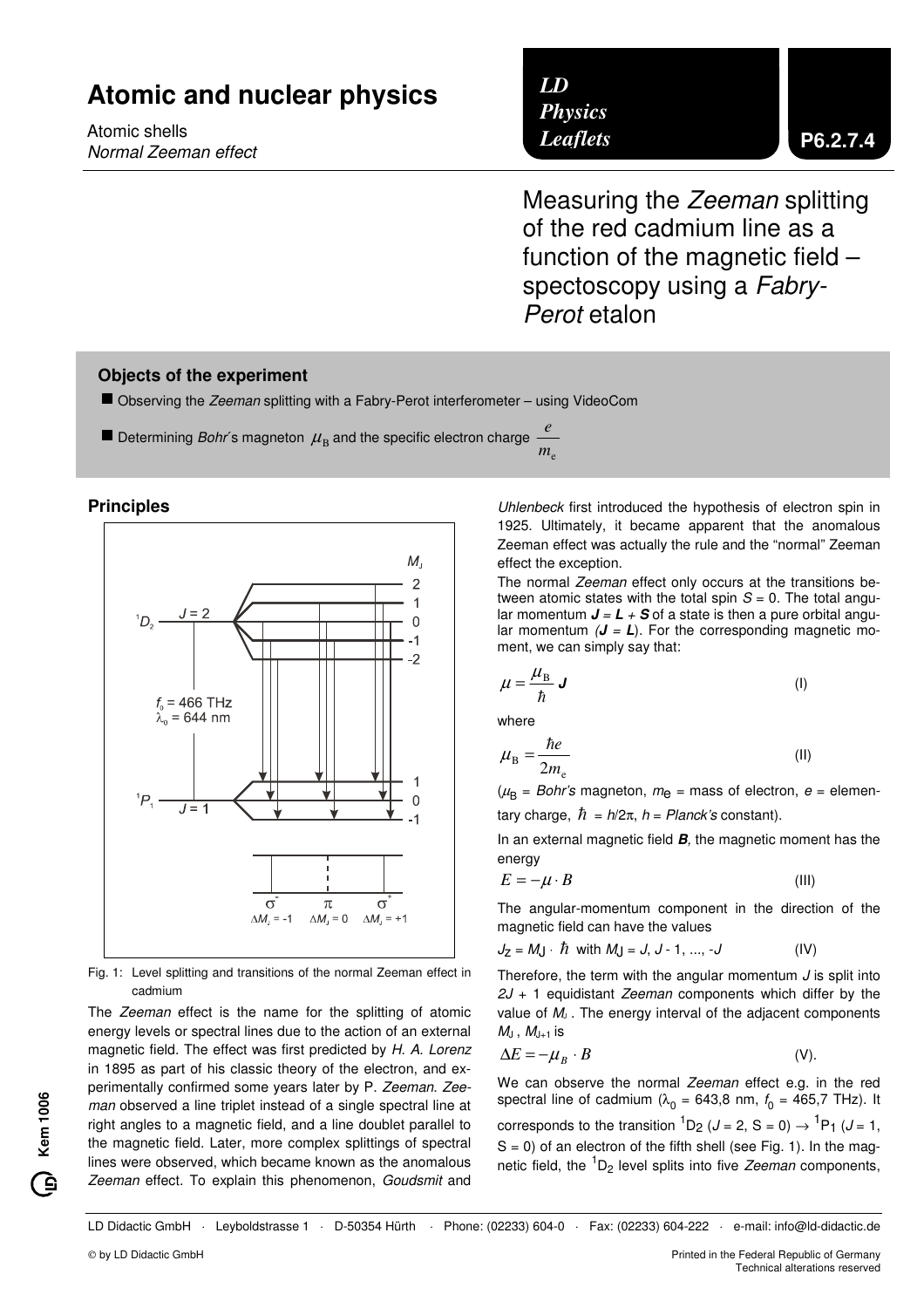# Atomic and nuclear physics

Atomic shells
*Normal Zeeman effect*

*LD Physics Leaflets* **P6.2.7.4**

## Measuring the *Zeeman* splitting of the red cadmium line as a function of the magnetic field – spectoscopy using a *Fabry-Perot* etalon

### Objects of the experiment

- Observing the *Zeeman* splitting with a Fabry-Perot interferometer – using VideoCom
- Determining *Bohr*'s magneton $\mu_B$ and the specific electron charge $\frac{e}{m_e}$

### Principles

Fig. 1: Level splitting and transitions of the normal Zeeman effect in cadmium

The *Zeeman* effect is the name for the splitting of atomic energy levels or spectral lines due to the action of an external magnetic field. The effect was first predicted by *H. A. Lorenz* in 1895 as part of his classic theory of the electron, and experimentally confirmed some years later by P. *Zeeman*. *Zeeman* observed a line triplet instead of a single spectral line at right angles to a magnetic field, and a line doublet parallel to the magnetic field. Later, more complex splittings of spectral lines were observed, which became known as the anomalous *Zeeman* effect. To explain this phenomenon, *Goudsmit* and *Uhlenbeck* first introduced the hypothesis of electron spin in 1925. Ultimately, it became apparent that the anomalous Zeeman effect was actually the rule and the "normal" Zeeman effect the exception.

The normal *Zeeman* effect only occurs at the transitions between atomic states with the total spin $S = 0$. The total angular momentum $\boldsymbol{J} = \boldsymbol{L} + \boldsymbol{S}$ of a state is then a pure orbital angular momentum ($\boldsymbol{J} = \boldsymbol{L}$). For the corresponding magnetic moment, we can simply say that:

$$\mu = \frac{\mu_B}{\hbar} \boldsymbol{J} \qquad \text{(I)}$$

where

$$\mu_B = \frac{\hbar e}{2m_e} \qquad \text{(II)}$$

($\mu_B$ = *Bohr's* magneton, $m_e$ = mass of electron, $e$ = elementary charge, $\hbar = h/2\pi$, $h$ = *Planck's* constant).

In an external magnetic field $\boldsymbol{B}$, the magnetic moment has the energy

$$E = -\mu \cdot B \qquad \text{(III)}$$

The angular-momentum component in the direction of the magnetic field can have the values

$$J_Z = M_J \cdot \hbar \text{ with } M_J = J, J-1, ..., -J \qquad \text{(IV)}$$

Therefore, the term with the angular momentum $J$ is split into $2J + 1$ equidistant *Zeeman* components which differ by the value of $M_J$. The energy interval of the adjacent components $M_J$, $M_{J+1}$ is

$$\Delta E = -\mu_B \cdot B \qquad \text{(V).}$$

We can observe the normal *Zeeman* effect e.g. in the red spectral line of cadmium ($\lambda_0$ = 643,8 nm, $f_0$ = 465,7 THz). It corresponds to the transition $^1D_2$ ($J = 2$, $S = 0$) $\rightarrow$ $^1P_1$ ($J = 1$, $S = 0$) of an electron of the fifth shell (see Fig. 1). In the magnetic field, the $^1D_2$ level splits into five *Zeeman* components,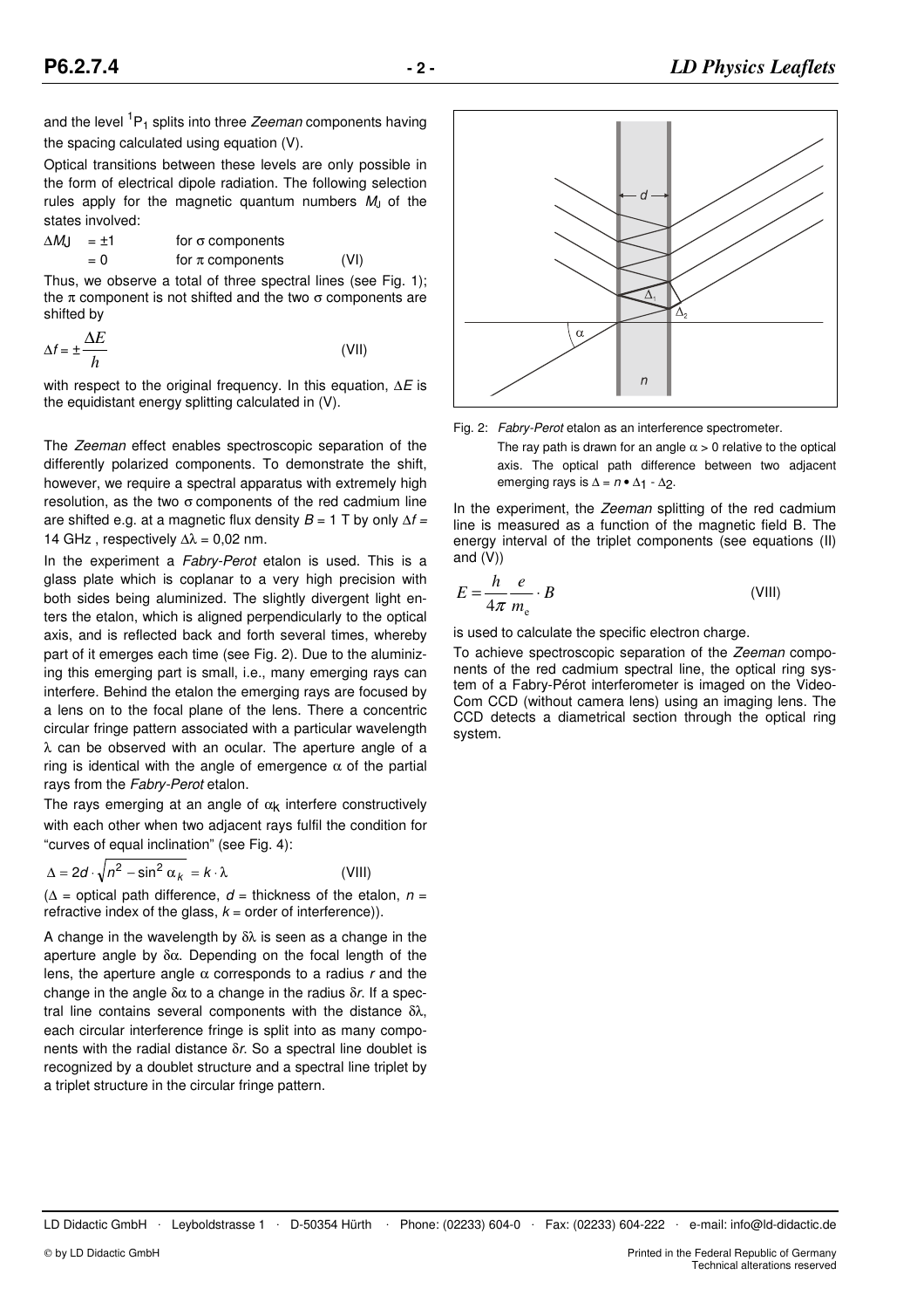and the level $^1P_1$ splits into three *Zeeman* components having the spacing calculated using equation (V).

Optical transitions between these levels are only possible in the form of electrical dipole radiation. The following selection rules apply for the magnetic quantum numbers $M_J$ of the states involved:

$$\Delta M_J = \pm 1 \quad \text{for } \sigma \text{ components}$$
$$= 0 \quad \text{for } \pi \text{ components} \qquad \text{(VI)}$$

Thus, we observe a total of three spectral lines (see Fig. 1); the π component is not shifted and the two σ components are shifted by

$$\Delta f = \pm \frac{\Delta E}{h} \qquad \text{(VII)}$$

with respect to the original frequency. In this equation, $\Delta E$ is the equidistant energy splitting calculated in (V).

The *Zeeman* effect enables spectroscopic separation of the differently polarized components. To demonstrate the shift, however, we require a spectral apparatus with extremely high resolution, as the two σ components of the red cadmium line are shifted e.g. at a magnetic flux density $B$ = 1 T by only $\Delta f$ = 14 GHz , respectively $\Delta\lambda$ = 0,02 nm.

In the experiment a *Fabry-Perot* etalon is used. This is a glass plate which is coplanar to a very high precision with both sides being aluminized. The slightly divergent light enters the etalon, which is aligned perpendicularly to the optical axis, and is reflected back and forth several times, whereby part of it emerges each time (see Fig. 2). Due to the aluminizing this emerging part is small, i.e., many emerging rays can interfere. Behind the etalon the emerging rays are focused by a lens on to the focal plane of the lens. There a concentric circular fringe pattern associated with a particular wavelength λ can be observed with an ocular. The aperture angle of a ring is identical with the angle of emergence α of the partial rays from the *Fabry-Perot* etalon.

The rays emerging at an angle of $\alpha_k$ interfere constructively with each other when two adjacent rays fulfil the condition for "curves of equal inclination" (see Fig. 4):

$$\Delta = 2d \cdot \sqrt{n^2 - \sin^2 \alpha_k} = k \cdot \lambda \qquad \text{(VIII)}$$

($\Delta$ = optical path difference, $d$ = thickness of the etalon, $n$ = refractive index of the glass, $k$ = order of interference)).

A change in the wavelength by $\delta\lambda$ is seen as a change in the aperture angle by $\delta\alpha$. Depending on the focal length of the lens, the aperture angle α corresponds to a radius $r$ and the change in the angle $\delta\alpha$ to a change in the radius $\delta r$. If a spectral line contains several components with the distance $\delta\lambda$, each circular interference fringe is split into as many components with the radial distance $\delta r$. So a spectral line doublet is recognized by a doublet structure and a spectral line triplet by a triplet structure in the circular fringe pattern.

Fig. 2: *Fabry-Perot* etalon as an interference spectrometer.
The ray path is drawn for an angle $\alpha > 0$ relative to the optical axis. The optical path difference between two adjacent emerging rays is $\Delta = n \bullet \Delta_1 - \Delta_2$.

In the experiment, the *Zeeman* splitting of the red cadmium line is measured as a function of the magnetic field B. The energy interval of the triplet components (see equations (II) and (V))

$$E = \frac{h}{4\pi} \frac{e}{m_e} \cdot B \qquad \text{(VIII)}$$

is used to calculate the specific electron charge.

To achieve spectroscopic separation of the *Zeeman* components of the red cadmium spectral line, the optical ring system of a Fabry-Pérot interferometer is imaged on the VideoCom CCD (without camera lens) using an imaging lens. The CCD detects a diametrical section through the optical ring system.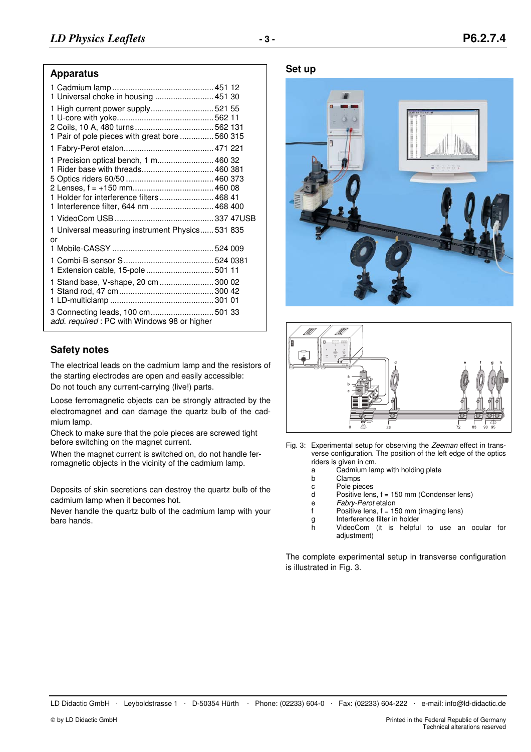## Apparatus

1 Cadmium lamp ............................................. 451 12
1 Universal choke in housing .......................... 451 30

1 High current power supply............................ 521 55
1 U-core with yoke........................................... 562 11
2 Coils, 10 A, 480 turns.................................. 562 131
1 Pair of pole pieces with great bore ............... 560 315

1 Fabry-Perot etalon........................................ 471 221

1 Precision optical bench, 1 m......................... 460 32
1 Rider base with threads................................ 460 381
5 Optics riders 60/50 ....................................... 460 373
2 Lenses, f = +150 mm.................................... 460 08
1 Holder for interference filters ........................ 468 41
1 Interference filter, 644 nm ............................ 468 400

1 VideoCom USB ............................................ 337 47USB

1 Universal measuring instrument Physics...... 531 835
or
1 Mobile-CASSY ............................................. 524 009

1 Combi-B-sensor S........................................ 524 0381
1 Extension cable, 15-pole .............................. 501 11

1 Stand base, V-shape, 20 cm ........................ 300 02
1 Stand rod, 47 cm.......................................... 300 42
1 LD-multiclamp .............................................. 301 01

3 Connecting leads, 100 cm............................ 501 33
*add. required* : PC with Windows 98 or higher

## Safety notes

The electrical leads on the cadmium lamp and the resistors of the starting electrodes are open and easily accessible:
Do not touch any current-carrying (live!) parts.

Loose ferromagnetic objects can be strongly attracted by the electromagnet and can damage the quartz bulb of the cadmium lamp.
Check to make sure that the pole pieces are screwed tight before switching on the magnet current.

When the magnet current is switched on, do not handle ferromagnetic objects in the vicinity of the cadmium lamp.

Deposits of skin secretions can destroy the quartz bulb of the cadmium lamp when it becomes hot.
Never handle the quartz bulb of the cadmium lamp with your bare hands.

## Set up

Fig. 3: Experimental setup for observing the *Zeeman* effect in transverse configuration. The position of the left edge of the optics riders is given in cm.

- a Cadmium lamp with holding plate
- b Clamps
- c Pole pieces
- d Positive lens, f = 150 mm (Condenser lens)
- e *Fabry-Perot* etalon
- f Positive lens, f = 150 mm (imaging lens)
- g Interference filter in holder
- h VideoCom (it is helpful to use an ocular for adjustment)

The complete experimental setup in transverse configuration is illustrated in Fig. 3.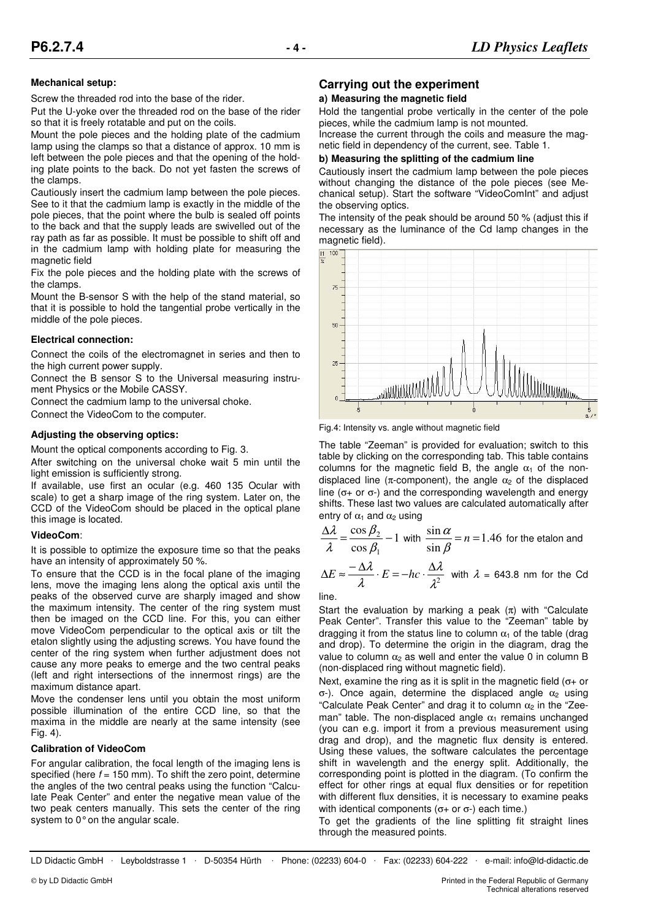**Mechanical setup:**

Screw the threaded rod into the base of the rider.

Put the U-yoke over the threaded rod on the base of the rider so that it is freely rotatable and put on the coils.

Mount the pole pieces and the holding plate of the cadmium lamp using the clamps so that a distance of approx. 10 mm is left between the pole pieces and that the opening of the holding plate points to the back. Do not yet fasten the screws of the clamps.

Cautiously insert the cadmium lamp between the pole pieces. See to it that the cadmium lamp is exactly in the middle of the pole pieces, that the point where the bulb is sealed off points to the back and that the supply leads are swivelled out of the ray path as far as possible. It must be possible to shift off and in the cadmium lamp with holding plate for measuring the magnetic field

Fix the pole pieces and the holding plate with the screws of the clamps.

Mount the B-sensor S with the help of the stand material, so that it is possible to hold the tangential probe vertically in the middle of the pole pieces.

**Electrical connection:**

Connect the coils of the electromagnet in series and then to the high current power supply.

Connect the B sensor S to the Universal measuring instrument Physics or the Mobile CASSY.

Connect the cadmium lamp to the universal choke.

Connect the VideoCom to the computer.

**Adjusting the observing optics:**

Mount the optical components according to Fig. 3.

After switching on the universal choke wait 5 min until the light emission is sufficiently strong.

If available, use first an ocular (e.g. 460 135 Ocular with scale) to get a sharp image of the ring system. Later on, the CCD of the VideoCom should be placed in the optical plane this image is located.

**VideoCom**:

It is possible to optimize the exposure time so that the peaks have an intensity of approximately 50 %.

To ensure that the CCD is in the focal plane of the imaging lens, move the imaging lens along the optical axis until the peaks of the observed curve are sharply imaged and show the maximum intensity. The center of the ring system must then be imaged on the CCD line. For this, you can either move VideoCom perpendicular to the optical axis or tilt the etalon slightly using the adjusting screws. You have found the center of the ring system when further adjustment does not cause any more peaks to emerge and the two central peaks (left and right intersections of the innermost rings) are the maximum distance apart.

Move the condenser lens until you obtain the most uniform possible illumination of the entire CCD line, so that the maxima in the middle are nearly at the same intensity (see Fig. 4).

**Calibration of VideoCom**

For angular calibration, the focal length of the imaging lens is specified (here $f$ = 150 mm). To shift the zero point, determine the angles of the two central peaks using the function "Calculate Peak Center" and enter the negative mean value of the two peak centers manually. This sets the center of the ring system to 0° on the angular scale.

## Carrying out the experiment

**a) Measuring the magnetic field**

Hold the tangential probe vertically in the center of the pole pieces, while the cadmium lamp is not mounted.

Increase the current through the coils and measure the magnetic field in dependency of the current, see. Table 1.

**b) Measuring the splitting of the cadmium line**

Cautiously insert the cadmium lamp between the pole pieces without changing the distance of the pole pieces (see Mechanical setup). Start the software "VideoComInt" and adjust the observing optics.

The intensity of the peak should be around 50 % (adjust this if necessary as the luminance of the Cd lamp changes in the magnetic field).

Fig.4: Intensity vs. angle without magnetic field

The table "Zeeman" is provided for evaluation; switch to this table by clicking on the corresponding tab. This table contains columns for the magnetic field B, the angle $\alpha_1$ of the non-displaced line ($\pi$-component), the angle $\alpha_2$ of the displaced line ($\sigma$+ or $\sigma$-) and the corresponding wavelength and energy shifts. These last two values are calculated automatically after entry of $\alpha_1$ and $\alpha_2$ using

$$\frac{\Delta\lambda}{\lambda} = \frac{\cos\beta_2}{\cos\beta_1} - 1 \text{ with } \frac{\sin\alpha}{\sin\beta} = n = 1.46 \text{ for the etalon and}$$

$$\Delta E \approx \frac{-\Delta\lambda}{\lambda}\cdot E = -hc\cdot\frac{\Delta\lambda}{\lambda^2} \text{ with } \lambda = 643.8 \text{ nm for the Cd line.}$$

Start the evaluation by marking a peak ($\pi$) with "Calculate Peak Center". Transfer this value to the "Zeeman" table by dragging it from the status line to column $\alpha_1$ of the table (drag and drop). To determine the origin in the diagram, drag the value to column $\alpha_2$ as well and enter the value 0 in column B (non-displaced ring without magnetic field).

Next, examine the ring as it is split in the magnetic field ($\sigma$+ or $\sigma$-). Once again, determine the displaced angle $\alpha_2$ using "Calculate Peak Center" and drag it to column $\alpha_2$ in the "Zeeman" table. The non-displaced angle $\alpha_1$ remains unchanged (you can e.g. import it from a previous measurement using drag and drop), and the magnetic flux density is entered. Using these values, the software calculates the percentage shift in wavelength and the energy split. Additionally, the corresponding point is plotted in the diagram. (To confirm the effect for other rings at equal flux densities or for repetition with different flux densities, it is necessary to examine peaks with identical components ($\sigma$+ or $\sigma$-) each time.)

To get the gradients of the line splitting fit straight lines through the measured points.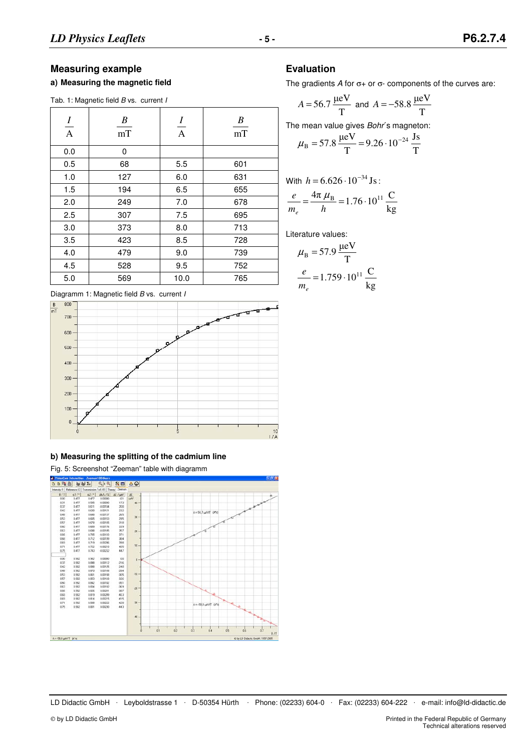## Measuring example

### a) Measuring the magnetic field

Tab. 1: Magnetic field *B* vs. current *I*

| $\frac{I}{\text{A}}$ | $\frac{B}{\text{mT}}$ | $\frac{I}{\text{A}}$ | $\frac{B}{\text{mT}}$ |
|---|---|---|---|
| 0.0 | 0 | | |
| 0.5 | 68 | 5.5 | 601 |
| 1.0 | 127 | 6.0 | 631 |
| 1.5 | 194 | 6.5 | 655 |
| 2.0 | 249 | 7.0 | 678 |
| 2.5 | 307 | 7.5 | 695 |
| 3.0 | 373 | 8.0 | 713 |
| 3.5 | 423 | 8.5 | 728 |
| 4.0 | 479 | 9.0 | 739 |
| 4.5 | 528 | 9.5 | 752 |
| 5.0 | 569 | 10.0 | 765 |

Diagramm 1: Magnetic field *B* vs. current *I*

B
mT
800
700
600
500
400
300
200
100
0
0
5
10
I / A

### b) Measuring the splitting of the cadmium line

Fig. 5: Screenshot "Zeeman" table with diagramm

A = 56,7 µeV/T (A*x)
A = -58,8 µeV/T (A*x)
B / T

## Evaluation

The gradients *A* for σ+ or σ- components of the curves are:

$$A = 56.7\,\frac{\mu\text{eV}}{\text{T}} \text{ and } A = -58.8\,\frac{\mu\text{eV}}{\text{T}}$$

The mean value gives *Bohr´s* magneton:

$$\mu_\text{B} = 57.8\,\frac{\mu\text{eV}}{\text{T}} = 9.26 \cdot 10^{-24}\,\frac{\text{Js}}{\text{T}}$$

With $h = 6.626 \cdot 10^{-34}\,\text{Js}$:

$$\frac{e}{m_e} = \frac{4\pi\,\mu_\text{B}}{h} = 1.76 \cdot 10^{11}\,\frac{\text{C}}{\text{kg}}$$

Literature values:

$$\mu_\text{B} = 57.9\,\frac{\mu\text{eV}}{\text{T}}$$

$$\frac{e}{m_e} = 1.759 \cdot 10^{11}\,\frac{\text{C}}{\text{kg}}$$